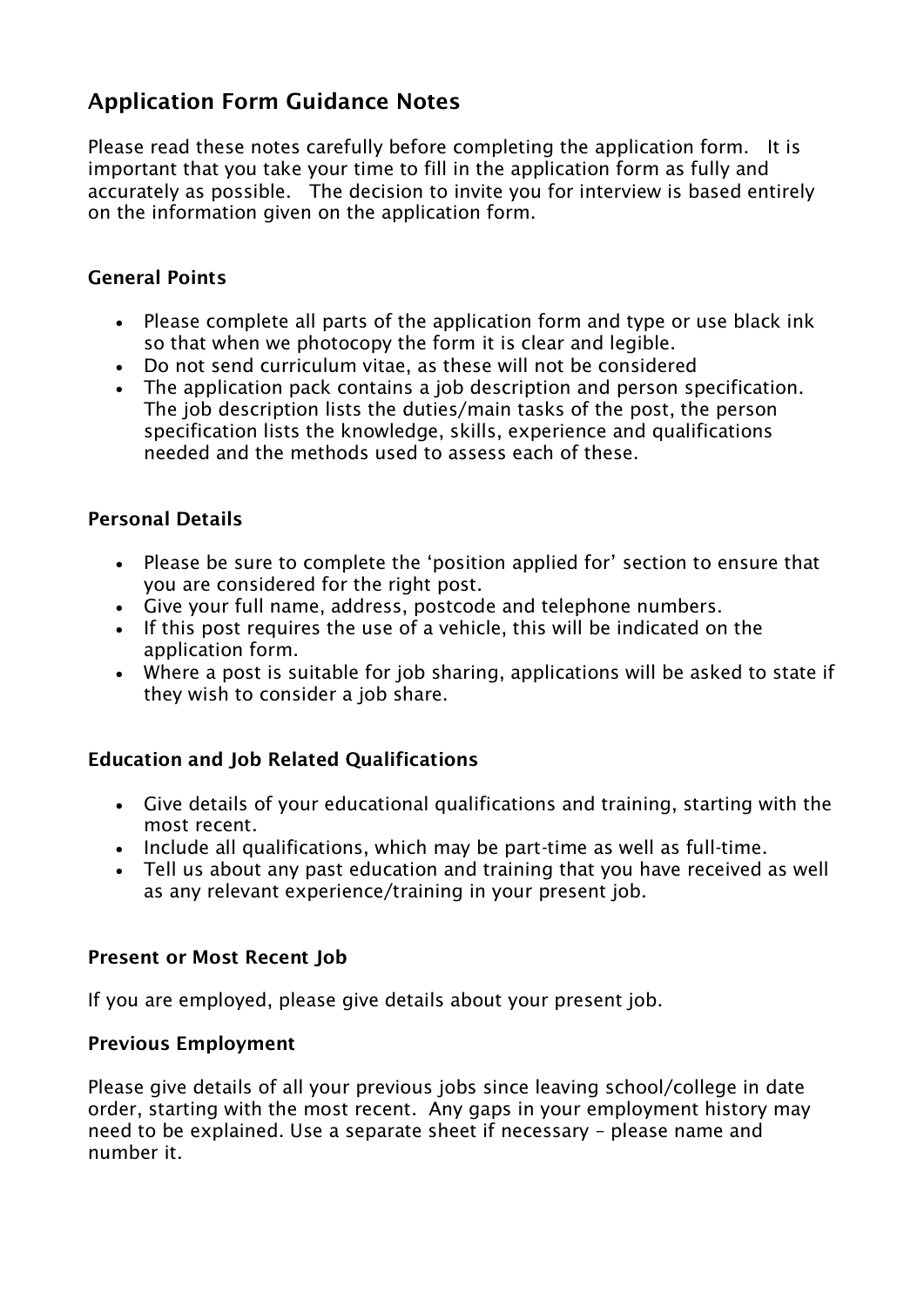# Application Form Guidance Notes

Please read these notes carefully before completing the application form. It is important that you take your time to fill in the application form as fully and accurately as possible. The decision to invite you for interview is based entirely on the information given on the application form.

## General Points

- Please complete all parts of the application form and type or use black ink so that when we photocopy the form it is clear and legible.
- Do not send curriculum vitae, as these will not be considered
- The application pack contains a job description and person specification. The job description lists the duties/main tasks of the post, the person specification lists the knowledge, skills, experience and qualifications needed and the methods used to assess each of these.

## Personal Details

- Please be sure to complete the 'position applied for' section to ensure that you are considered for the right post.
- Give your full name, address, postcode and telephone numbers.
- If this post requires the use of a vehicle, this will be indicated on the application form.
- Where a post is suitable for job sharing, applications will be asked to state if they wish to consider a job share.

## Education and Job Related Qualifications

- Give details of your educational qualifications and training, starting with the most recent.
- Include all qualifications, which may be part-time as well as full-time.
- Tell us about any past education and training that you have received as well as any relevant experience/training in your present job.

## Present or Most Recent Job

If you are employed, please give details about your present job.

## Previous Employment

Please give details of all your previous jobs since leaving school/college in date order, starting with the most recent. Any gaps in your employment history may need to be explained. Use a separate sheet if necessary – please name and number it.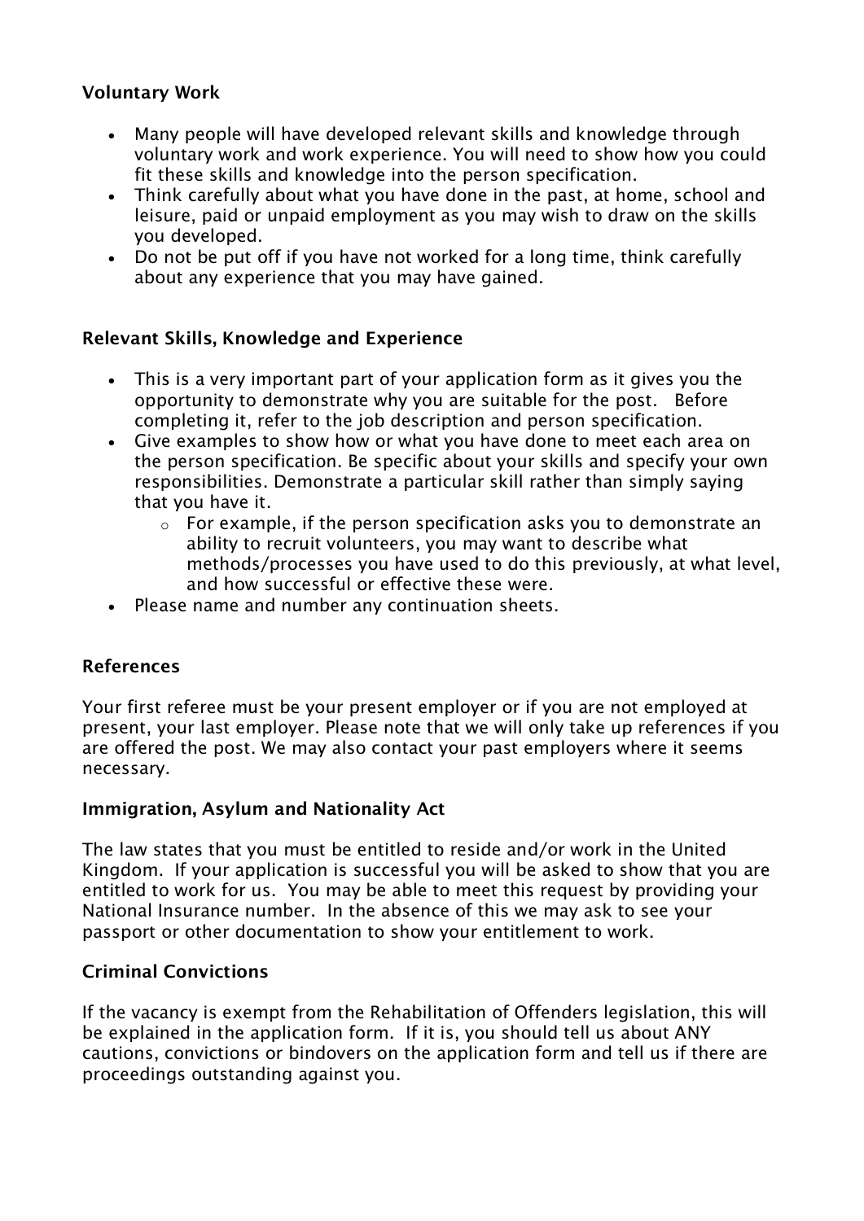### Voluntary Work

- Many people will have developed relevant skills and knowledge through voluntary work and work experience. You will need to show how you could fit these skills and knowledge into the person specification.
- Think carefully about what you have done in the past, at home, school and leisure, paid or unpaid employment as you may wish to draw on the skills you developed.
- Do not be put off if you have not worked for a long time, think carefully about any experience that you may have gained.

### Relevant Skills, Knowledge and Experience

- This is a very important part of your application form as it gives you the opportunity to demonstrate why you are suitable for the post. Before completing it, refer to the job description and person specification.
- Give examples to show how or what you have done to meet each area on the person specification. Be specific about your skills and specify your own responsibilities. Demonstrate a particular skill rather than simply saying that you have it.
  - For example, if the person specification asks you to demonstrate an ability to recruit volunteers, you may want to describe what methods/processes you have used to do this previously, at what level, and how successful or effective these were.
- Please name and number any continuation sheets.

### References

Your first referee must be your present employer or if you are not employed at present, your last employer. Please note that we will only take up references if you are offered the post. We may also contact your past employers where it seems necessary.

### Immigration, Asylum and Nationality Act

The law states that you must be entitled to reside and/or work in the United Kingdom. If your application is successful you will be asked to show that you are entitled to work for us. You may be able to meet this request by providing your National Insurance number. In the absence of this we may ask to see your passport or other documentation to show your entitlement to work.

### Criminal Convictions

If the vacancy is exempt from the Rehabilitation of Offenders legislation, this will be explained in the application form. If it is, you should tell us about ANY cautions, convictions or bindovers on the application form and tell us if there are proceedings outstanding against you.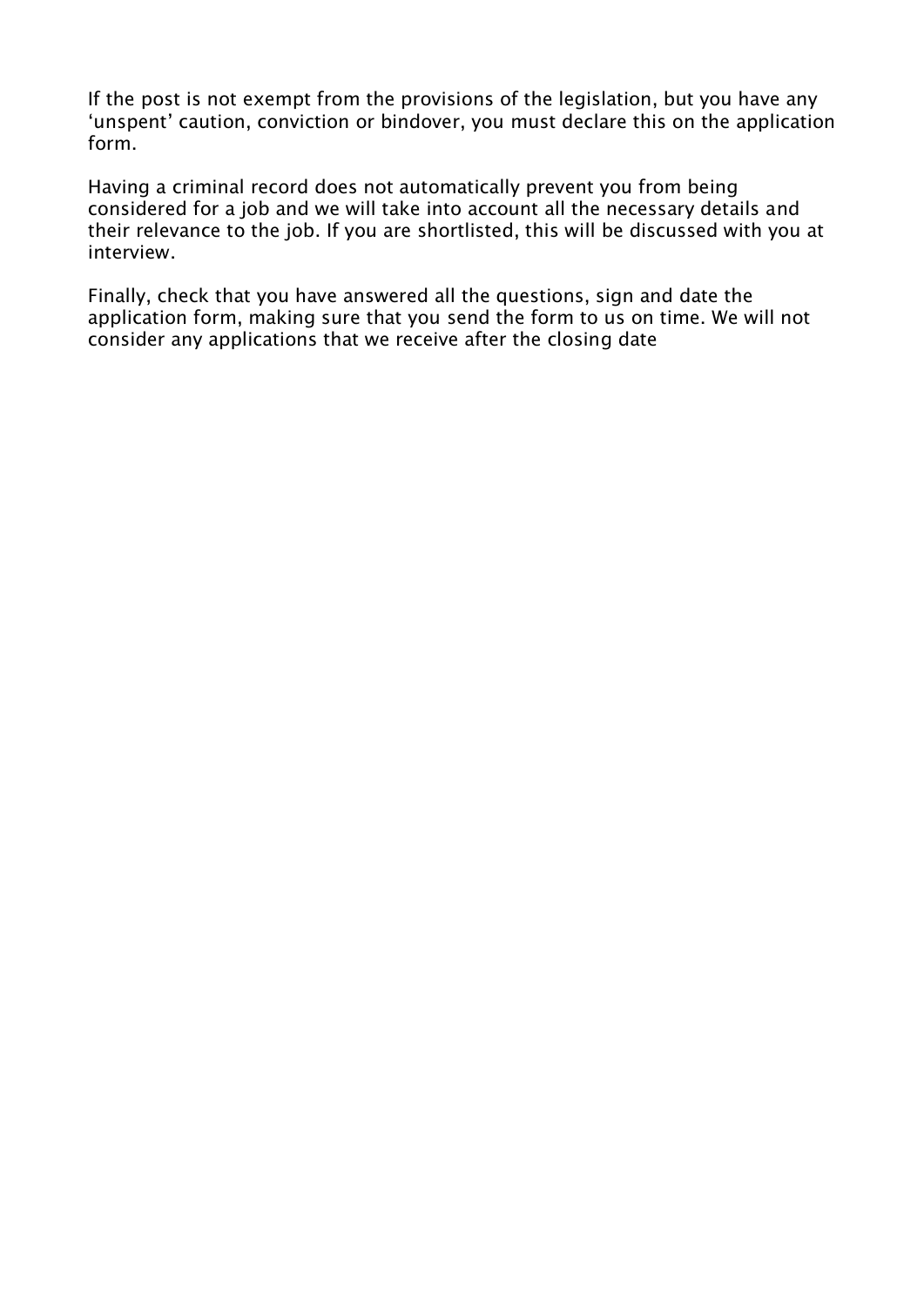If the post is not exempt from the provisions of the legislation, but you have any 'unspent' caution, conviction or bindover, you must declare this on the application form.

Having a criminal record does not automatically prevent you from being considered for a job and we will take into account all the necessary details and their relevance to the job. If you are shortlisted, this will be discussed with you at interview.

Finally, check that you have answered all the questions, sign and date the application form, making sure that you send the form to us on time. We will not consider any applications that we receive after the closing date